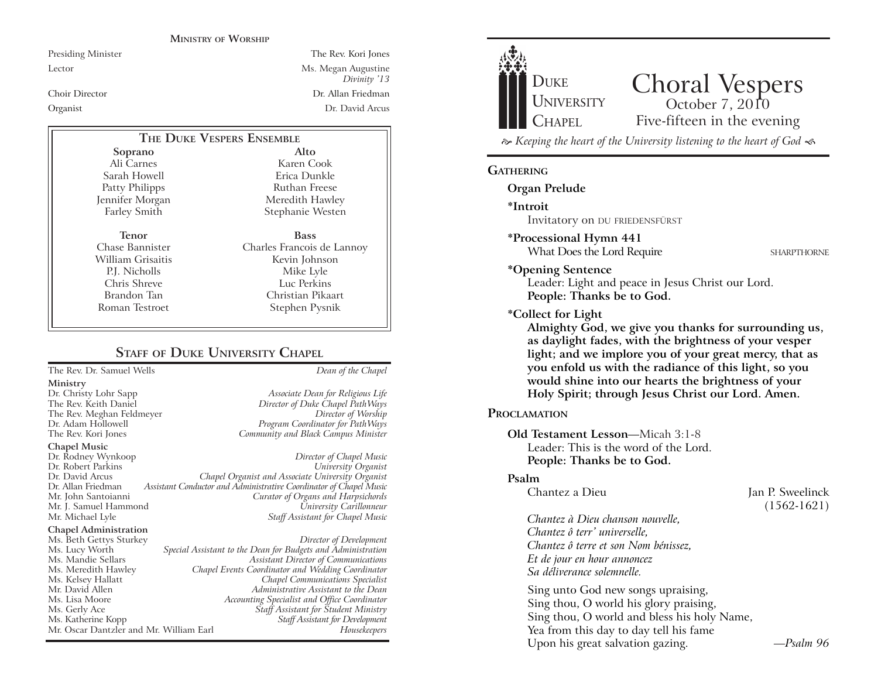## Ministry of Worship

Presiding Minister — The Rev. Kori Jones

Lector — Ms. Megan Augustine, *Divinity '13*

Choir Director — Dr. Allan Friedman

Organist — Dr. David Arcus

### The Duke Vespers Ensemble

| Soprano | Alto |
|---|---|
| Ali Carnes | Karen Cook |
| Sarah Howell | Erica Dunkle |
| Patty Philipps | Ruthan Freese |
| Jennifer Morgan | Meredith Hawley |
| Farley Smith | Stephanie Westen |

| Tenor | Bass |
|---|---|
| Chase Bannister | Charles Francois de Lannoy |
| William Grisaitis | Kevin Johnson |
| P.J. Nicholls | Mike Lyle |
| Chris Shreve | Luc Perkins |
| Brandon Tan | Christian Pikaart |
| Roman Testroet | Stephen Pysnik |

### Staff of Duke University Chapel

The Rev. Dr. Samuel Wells — *Dean of the Chapel*

**Ministry**

Dr. Christy Lohr Sapp — *Associate Dean for Religious Life*
The Rev. Keith Daniel — *Director of Duke Chapel PathWays*
The Rev. Meghan Feldmeyer — *Director of Worship*
Dr. Adam Hollowell — *Program Coordinator for PathWays*
The Rev. Kori Jones — *Community and Black Campus Minister*

**Chapel Music**

Dr. Rodney Wynkoop — *Director of Chapel Music*
Dr. Robert Parkins — *University Organist*
Dr. David Arcus — *Chapel Organist and Associate University Organist*
Dr. Allan Friedman — *Assistant Conductor and Administrative Coordinator of Chapel Music*
Mr. John Santoianni — *Curator of Organs and Harpsichords*
Mr. J. Samuel Hammond — *University Carillonneur*
Mr. Michael Lyle — *Staff Assistant for Chapel Music*

**Chapel Administration**

Ms. Beth Gettys Sturkey — *Director of Development*
Ms. Lucy Worth — *Special Assistant to the Dean for Budgets and Administration*
Ms. Mandie Sellars — *Assistant Director of Communications*
Ms. Meredith Hawley — *Chapel Events Coordinator and Wedding Coordinator*
Ms. Kelsey Hallatt — *Chapel Communications Specialist*
Mr. David Allen — *Administrative Assistant to the Dean*
Ms. Lisa Moore — *Accounting Specialist and Office Coordinator*
Ms. Gerly Ace — *Staff Assistant for Student Ministry*
Ms. Katherine Kopp — *Staff Assistant for Development*
Mr. Oscar Dantzler and Mr. William Earl — *Housekeepers*

---

Duke University Chapel

# Choral Vespers

October 7, 2010

Five-fifteen in the evening

*Keeping the heart of the University listening to the heart of God*

## Gathering

**Organ Prelude**

**\*Introit**
Invitatory on DU FRIEDENSFÜRST

**\*Processional Hymn 441**
What Does the Lord Require — SHARPTHORNE

**\*Opening Sentence**
Leader: Light and peace in Jesus Christ our Lord.
**People: Thanks be to God.**

**\*Collect for Light**
**Almighty God, we give you thanks for surrounding us, as daylight fades, with the brightness of your vesper light; and we implore you of your great mercy, that as you enfold us with the radiance of this light, so you would shine into our hearts the brightness of your Holy Spirit; through Jesus Christ our Lord. Amen.**

## Proclamation

**Old Testament Lesson**—Micah 3:1-8
Leader: This is the word of the Lord.
**People: Thanks be to God.**

**Psalm**
Chantez a Dieu — Jan P. Sweelinck (1562-1621)

*Chantez à Dieu chanson nouvelle,*
*Chantez ô terr' universelle,*
*Chantez ô terre et son Nom bénissez,*
*Et de jour en hour annoncez*
*Sa déliverance solemnelle.*

Sing unto God new songs upraising,
Sing thou, O world his glory praising,
Sing thou, O world and bless his holy Name,
Yea from this day to day tell his fame
Upon his great salvation gazing. —*Psalm 96*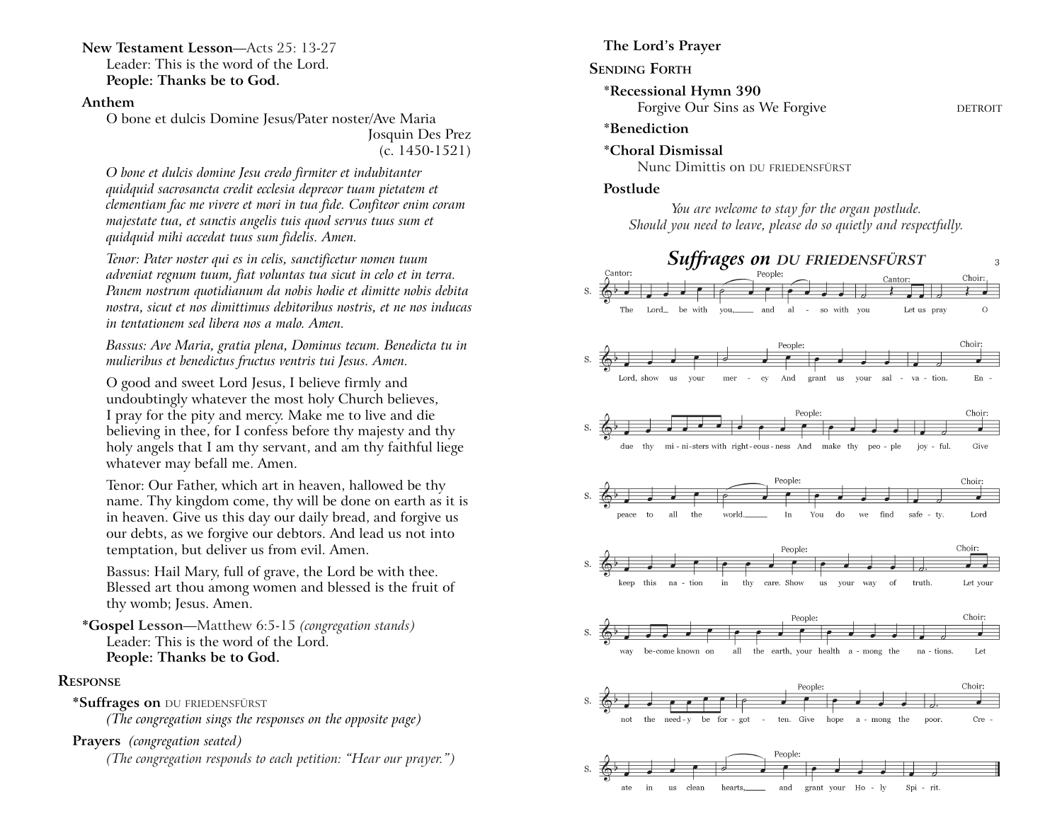**New Testament Lesson**—Acts 25: 13-27
Leader: This is the word of the Lord.
**People: Thanks be to God.**

**Anthem**
O bone et dulcis Domine Jesus/Pater noster/Ave Maria
Josquin Des Prez
(c. 1450-1521)

*O bone et dulcis domine Jesu credo firmiter et indubitanter quidquid sacrosancta credit ecclesia deprecor tuam pietatem et clementiam fac me vivere et mori in tua fide. Confiteor enim coram majestate tua, et sanctis angelis tuis quod servus tuus sum et quidquid mihi accedat tuus sum fidelis. Amen.*

*Tenor: Pater noster qui es in celis, sanctificetur nomen tuum adveniat regnum tuum, fiat voluntas tua sicut in celo et in terra. Panem nostrum quotidianum da nobis hodie et dimitte nobis debita nostra, sicut et nos dimittimus debitoribus nostris, et ne nos inducas in tentationem sed libera nos a malo. Amen.*

*Bassus: Ave Maria, gratia plena, Dominus tecum. Benedicta tu in mulieribus et benedictus fructus ventris tui Jesus. Amen.*

O good and sweet Lord Jesus, I believe firmly and undoubtingly whatever the most holy Church believes, I pray for the pity and mercy. Make me to live and die believing in thee, for I confess before thy majesty and thy holy angels that I am thy servant, and am thy faithful liege whatever may befall me. Amen.

Tenor: Our Father, which art in heaven, hallowed be thy name. Thy kingdom come, thy will be done on earth as it is in heaven. Give us this day our daily bread, and forgive us our debts, as we forgive our debtors. And lead us not into temptation, but deliver us from evil. Amen.

Bassus: Hail Mary, full of grave, the Lord be with thee. Blessed art thou among women and blessed is the fruit of thy womb; Jesus. Amen.

***Gospel Lesson**—Matthew 6:5-15 *(congregation stands)*
Leader: This is the word of the Lord.
**People: Thanks be to God.**

## Response

***Suffrages on** DU FRIEDENSFÜRST
*(The congregation sings the responses on the opposite page)*

**Prayers** *(congregation seated)*
*(The congregation responds to each petition: "Hear our prayer.")*

**The Lord's Prayer**

## Sending Forth

***Recessional Hymn 390**
Forgive Our Sins as We Forgive — DETROIT

***Benediction**

***Choral Dismissal**
Nunc Dimittis on DU FRIEDENSFÜRST

**Postlude**

*You are welcome to stay for the organ postlude.*
*Should you need to leave, please do so quietly and respectfully.*

## *Suffrages on* DU FRIEDENSFÜRST

Cantor: The Lord be with you, People: and also with you
Cantor: Let us pray
Choir: O Lord, show us your mercy. People: And grant us your salvation.
Choir: Endue thy ministers with righteousness. People: And make thy people joyful.
Choir: Give peace to all the world. People: In You do we find safety.
Choir: Lord keep this nation in thy care. People: Show us your way of truth.
Choir: Let your way become known on all the earth, People: your health among the nations.
Choir: Let not the needy be forgotten. People: Give hope among the poor.
Choir: Create in us clean hearts, People: and grant your Holy Spirit.